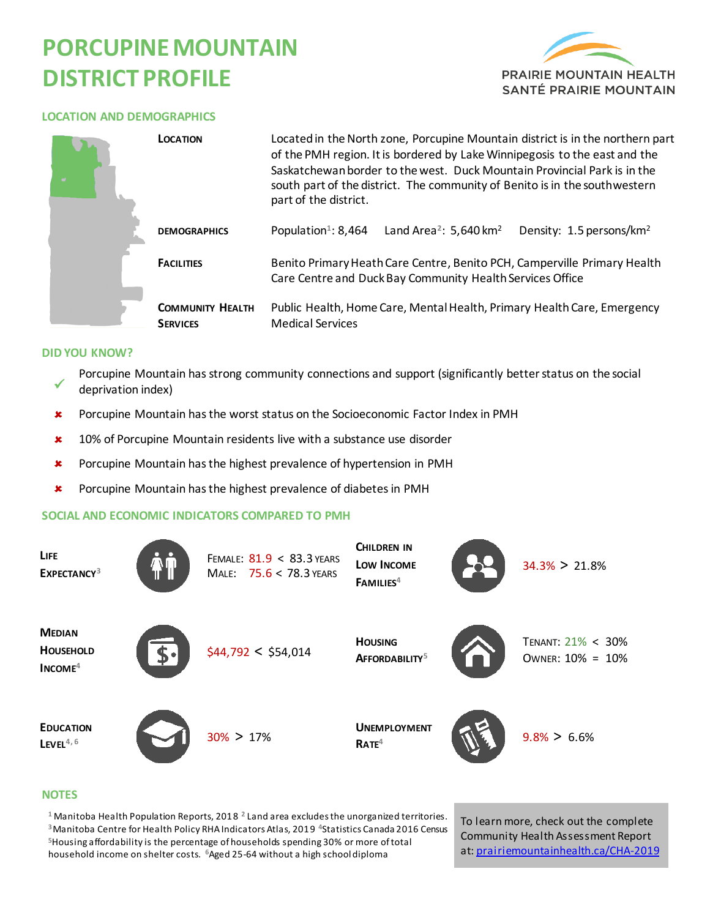# PORCUPINE MOUNTAIN DISTRICT PROFILE

PRAIRIE MOUNTAIN HEALTH
SANTÉ PRAIRIE MOUNTAIN

## LOCATION AND DEMOGRAPHICS

| | |
|---|---|
| **LOCATION** | Located in the North zone, Porcupine Mountain district is in the northern part of the PMH region. It is bordered by Lake Winnipegosis to the east and the Saskatchewan border to the west. Duck Mountain Provincial Park is in the south part of the district. The community of Benito is in the southwestern part of the district. |
| **DEMOGRAPHICS** | Population[1]: 8,464 Land Area[2]: 5,640 km$^2$ Density: 1.5 persons/km$^2$ |
| **FACILITIES** | Benito Primary Heath Care Centre, Benito PCH, Camperville Primary Health Care Centre and Duck Bay Community Health Services Office |
| **COMMUNITY HEALTH SERVICES** | Public Health, Home Care, Mental Health, Primary Health Care, Emergency Medical Services |

## DID YOU KNOW?

- ✓ Porcupine Mountain has strong community connections and support (significantly better status on the social deprivation index)
- ✗ Porcupine Mountain has the worst status on the Socioeconomic Factor Index in PMH
- ✗ 10% of Porcupine Mountain residents live with a substance use disorder
- ✗ Porcupine Mountain has the highest prevalence of hypertension in PMH
- ✗ Porcupine Mountain has the highest prevalence of diabetes in PMH

## SOCIAL AND ECONOMIC INDICATORS COMPARED TO PMH

| Indicator | Porcupine Mountain vs PMH |
|---|---|
| **Life Expectancy**[3] | Female: 81.9 < 83.3 years<br>Male: 75.6 < 78.3 years |
| **Children in Low Income Families**[4] | 34.3% > 21.8% |
| **Median Household Income**[4] | $44,792 < $54,014 |
| **Housing Affordability**[5] | Tenant: 21% < 30%<br>Owner: 10% = 10% |
| **Education Level**[4, 6] | 30% > 17% |
| **Unemployment Rate**[4] | 9.8% > 6.6% |

## NOTES

[1] Manitoba Health Population Reports, 2018 [2] Land area excludes the unorganized territories. [3] Manitoba Centre for Health Policy RHA Indicators Atlas, 2019 [4] Statistics Canada 2016 Census [5] Housing affordability is the percentage of households spending 30% or more of total household income on shelter costs. [6] Aged 25-64 without a high school diploma

To learn more, check out the complete Community Health Assessment Report at: prairiemountainhealth.ca/CHA-2019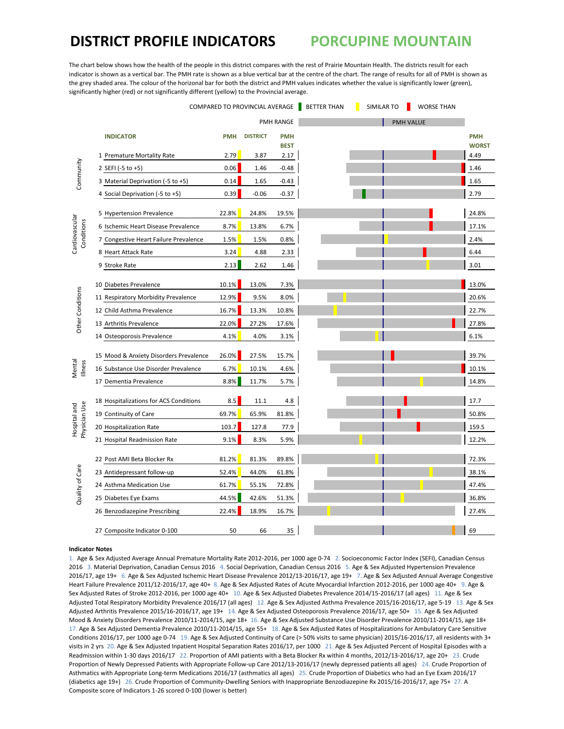# DISTRICT PROFILE INDICATORS — PORCUPINE MOUNTAIN

The chart below shows how the health of the people in this district compares with the rest of Prairie Mountain Health. The districts result for each indicator is shown as a vertical bar. The PMH rate is shown as a blue vertical bar at the centre of the chart. The range of results for all of PMH is shown as the grey shaded area. The colour of the horizonal bar for both the district and PMH values indicates whether the value is significantly lower (green), significantly higher (red) or not significantly different (yellow) to the Provincial average.

COMPARED TO PROVINCIAL AVERAGE BETTER THAN SIMILAR TO WORSE THAN

PMH RANGE

PMH VALUE

| | INDICATOR | PMH | DISTRICT | PMH BEST | PMH WORST |
|---|---|---|---|---|---|
| Community | 1 Premature Mortality Rate | 2.79 | 3.87 | 2.17 | 4.49 |
| | 2 SEFI (-5 to +5) | 0.06 | 1.46 | -0.48 | 1.46 |
| | 3 Material Deprivation (-5 to +5) | 0.14 | 1.65 | -0.43 | 1.65 |
| | 4 Social Deprivation (-5 to +5) | 0.39 | -0.06 | -0.37 | 2.79 |
| Cardiovascular Conditions | 5 Hypertension Prevalence | 22.8% | 24.8% | 19.5% | 24.8% |
| | 6 Ischemic Heart Disease Prevalence | 8.7% | 13.8% | 6.7% | 17.1% |
| | 7 Congestive Heart Failure Prevalence | 1.5% | 1.5% | 0.8% | 2.4% |
| | 8 Heart Attack Rate | 3.24 | 4.88 | 2.33 | 6.44 |
| | 9 Stroke Rate | 2.13 | 2.62 | 1.46 | 3.01 |
| Other Conditions | 10 Diabetes Prevalence | 10.1% | 13.0% | 7.3% | 13.0% |
| | 11 Respiratory Morbidity Prevalence | 12.9% | 9.5% | 8.0% | 20.6% |
| | 12 Child Asthma Prevalence | 16.7% | 13.3% | 10.8% | 22.7% |
| | 13 Arthritis Prevalence | 22.0% | 27.2% | 17.6% | 27.8% |
| | 14 Osteoporosis Prevalence | 4.1% | 4.0% | 3.1% | 6.1% |
| Mental Illness | 15 Mood & Anxiety Disorders Prevalence | 26.0% | 27.5% | 15.7% | 39.7% |
| | 16 Substance Use Disorder Prevalence | 6.7% | 10.1% | 4.6% | 10.1% |
| | 17 Dementia Prevalence | 8.8% | 11.7% | 5.7% | 14.8% |
| Hospital and Physician Use | 18 Hospitalizations for ACS Conditions | 8.5 | 11.1 | 4.8 | 17.7 |
| | 19 Continuity of Care | 69.7% | 65.9% | 81.8% | 50.8% |
| | 20 Hospitalization Rate | 103.7 | 127.8 | 77.9 | 159.5 |
| | 21 Hospital Readmission Rate | 9.1% | 8.3% | 5.9% | 12.2% |
| Quality of Care | 22 Post AMI Beta Blocker Rx | 81.2% | 81.3% | 89.8% | 72.3% |
| | 23 Antidepressant follow-up | 52.4% | 44.0% | 61.8% | 38.1% |
| | 24 Asthma Medication Use | 61.7% | 55.1% | 72.8% | 47.4% |
| | 25 Diabetes Eye Exams | 44.5% | 42.6% | 51.3% | 36.8% |
| | 26 Benzodiazepine Prescribing | 22.4% | 18.9% | 16.7% | 27.4% |
| | 27 Composite Indicator 0-100 | 50 | 66 | 35 | 69 |

**Indicator Notes**

1. Age & Sex Adjusted Average Annual Premature Mortality Rate 2012-2016, per 1000 age 0-74 2. Socioeconomic Factor Index (SEFI), Canadian Census 2016 3. Material Deprivation, Canadian Census 2016 4. Social Deprivation, Canadian Census 2016 5. Age & Sex Adjusted Hypertension Prevalence 2016/17, age 19+ 6. Age & Sex Adjusted Ischemic Heart Disease Prevalence 2012/13-2016/17, age 19+ 7. Age & Sex Adjusted Annual Average Congestive Heart Failure Prevalence 2011/12-2016/17, age 40+ 8. Age & Sex Adjusted Rates of Acute Myocardial Infarction 2012-2016, per 1000 age 40+ 9. Age & Sex Adjusted Rates of Stroke 2012-2016, per 1000 age 40+ 10. Age & Sex Adjusted Diabetes Prevalence 2014/15-2016/17 (all ages) 11. Age & Sex Adjusted Total Respiratory Morbidity Prevalence 2016/17 (all ages) 12. Age & Sex Adjusted Asthma Prevalence 2015/16-2016/17, age 5-19 13. Age & Sex Adjusted Arthritis Prevalence 2015/16-2016/17, age 19+ 14. Age & Sex Adjusted Osteoporosis Prevalence 2016/17, age 50+ 15. Age & Sex Adjusted Mood & Anxiety Disorders Prevalence 2010/11-2014/15, age 18+ 16. Age & Sex Adjusted Substance Use Disorder Prevalence 2010/11-2014/15, age 18+ 17. Age & Sex Adjusted Dementia Prevalence 2010/11-2014/15, age 55+ 18. Age & Sex Adjusted Rates of Hospitalizations for Ambulatory Care Sensitive Conditions 2016/17, per 1000 age 0-74 19. Age & Sex Adjusted Continuity of Care (> 50% visits to same physician) 2015/16-2016/17, all residents with 3+ visits in 2 yrs 20. Age & Sex Adjusted Inpatient Hospital Separation Rates 2016/17, per 1000 21. Age & Sex Adjusted Percent of Hospital Episodes with a Readmission within 1-30 days 2016/17 22. Proportion of AMI patients with a Beta Blocker Rx within 4 months, 2012/13-2016/17, age 20+ 23. Crude Proportion of Newly Depressed Patients with Appropriate Follow-up Care 2012/13-2016/17 (newly depressed patients all ages) 24. Crude Proportion of Asthmatics with Appropriate Long-term Medications 2016/17 (asthmatics all ages) 25. Crude Proportion of Diabetics who had an Eye Exam 2016/17 (diabetics age 19+) 26. Crude Proportion of Community-Dwelling Seniors with Inappropriate Benzodiazepine Rx 2015/16-2016/17, age 75+ 27. A Composite score of Indicators 1-26 scored 0-100 (lower is better)